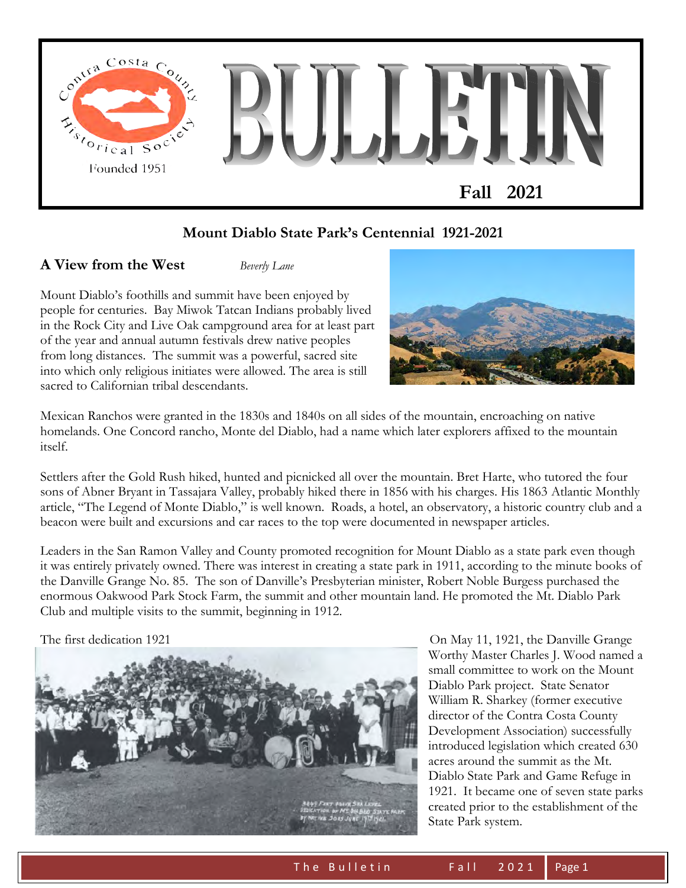Contra Costa County Historical Society

Founded 1951

# BULLETIN

**Fall 2021**

## Mount Diablo State Park's Centennial 1921-2021

### A View from the West

*Beverly Lane*

Mount Diablo's foothills and summit have been enjoyed by people for centuries. Bay Miwok Tatcan Indians probably lived in the Rock City and Live Oak campground area for at least part of the year and annual autumn festivals drew native peoples from long distances. The summit was a powerful, sacred site into which only religious initiates were allowed. The area is still sacred to Californian tribal descendants.

Mexican Ranchos were granted in the 1830s and 1840s on all sides of the mountain, encroaching on native homelands. One Concord rancho, Monte del Diablo, had a name which later explorers affixed to the mountain itself.

Settlers after the Gold Rush hiked, hunted and picnicked all over the mountain. Bret Harte, who tutored the four sons of Abner Bryant in Tassajara Valley, probably hiked there in 1856 with his charges. His 1863 Atlantic Monthly article, "The Legend of Monte Diablo," is well known. Roads, a hotel, an observatory, a historic country club and a beacon were built and excursions and car races to the top were documented in newspaper articles.

Leaders in the San Ramon Valley and County promoted recognition for Mount Diablo as a state park even though it was entirely privately owned. There was interest in creating a state park in 1911, according to the minute books of the Danville Grange No. 85. The son of Danville's Presbyterian minister, Robert Noble Burgess purchased the enormous Oakwood Park Stock Farm, the summit and other mountain land. He promoted the Mt. Diablo Park Club and multiple visits to the summit, beginning in 1912.

The first dedication 1921

On May 11, 1921, the Danville Grange Worthy Master Charles J. Wood named a small committee to work on the Mount Diablo Park project. State Senator William R. Sharkey (former executive director of the Contra Costa County Development Association) successfully introduced legislation which created 630 acres around the summit as the Mt. Diablo State Park and Game Refuge in 1921. It became one of seven state parks created prior to the establishment of the State Park system.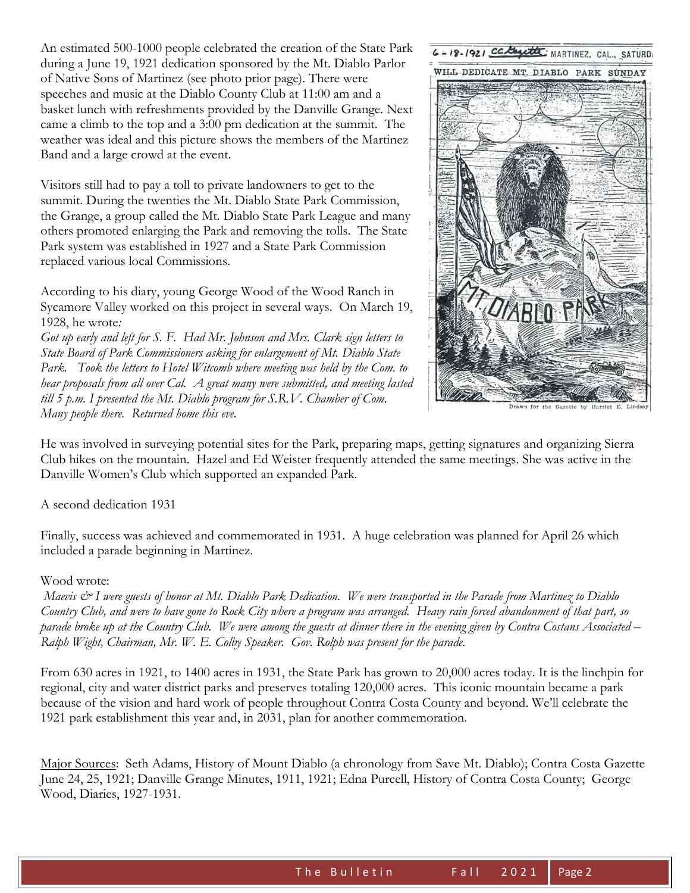An estimated 500-1000 people celebrated the creation of the State Park during a June 19, 1921 dedication sponsored by the Mt. Diablo Parlor of Native Sons of Martinez (see photo prior page). There were speeches and music at the Diablo County Club at 11:00 am and a basket lunch with refreshments provided by the Danville Grange. Next came a climb to the top and a 3:00 pm dedication at the summit. The weather was ideal and this picture shows the members of the Martinez Band and a large crowd at the event.

Visitors still had to pay a toll to private landowners to get to the summit. During the twenties the Mt. Diablo State Park Commission, the Grange, a group called the Mt. Diablo State Park League and many others promoted enlarging the Park and removing the tolls. The State Park system was established in 1927 and a State Park Commission replaced various local Commissions.

According to his diary, young George Wood of the Wood Ranch in Sycamore Valley worked on this project in several ways. On March 19, 1928, he wrote:

*Got up early and left for S. F. Had Mr. Johnson and Mrs. Clark sign letters to State Board of Park Commissioners asking for enlargement of Mt. Diablo State Park. Took the letters to Hotel Witcomb where meeting was held by the Com. to hear proposals from all over Cal. A great many were submitted, and meeting lasted till 5 p.m. I presented the Mt. Diablo program for S.R.V. Chamber of Com. Many people there. Returned home this eve.*

6-18-1921 CC Gazette MARTINEZ, CAL., SATURDAY

WILL DEDICATE MT. DIABLO PARK SUNDAY

Drawn for the Gazette by Harriet E. Lindsay

He was involved in surveying potential sites for the Park, preparing maps, getting signatures and organizing Sierra Club hikes on the mountain. Hazel and Ed Weister frequently attended the same meetings. She was active in the Danville Women's Club which supported an expanded Park.

A second dedication 1931

Finally, success was achieved and commemorated in 1931. A huge celebration was planned for April 26 which included a parade beginning in Martinez.

Wood wrote:

*Maevis & I were guests of honor at Mt. Diablo Park Dedication. We were transported in the Parade from Martinez to Diablo Country Club, and were to have gone to Rock City where a program was arranged. Heavy rain forced abandonment of that part, so parade broke up at the Country Club. We were among the guests at dinner there in the evening given by Contra Costans Associated – Ralph Wight, Chairman, Mr. W. E. Colby Speaker. Gov. Rolph was present for the parade.*

From 630 acres in 1921, to 1400 acres in 1931, the State Park has grown to 20,000 acres today. It is the linchpin for regional, city and water district parks and preserves totaling 120,000 acres. This iconic mountain became a park because of the vision and hard work of people throughout Contra Costa County and beyond. We'll celebrate the 1921 park establishment this year and, in 2031, plan for another commemoration.

Major Sources: Seth Adams, History of Mount Diablo (a chronology from Save Mt. Diablo); Contra Costa Gazette June 24, 25, 1921; Danville Grange Minutes, 1911, 1921; Edna Purcell, History of Contra Costa County; George Wood, Diaries, 1927-1931.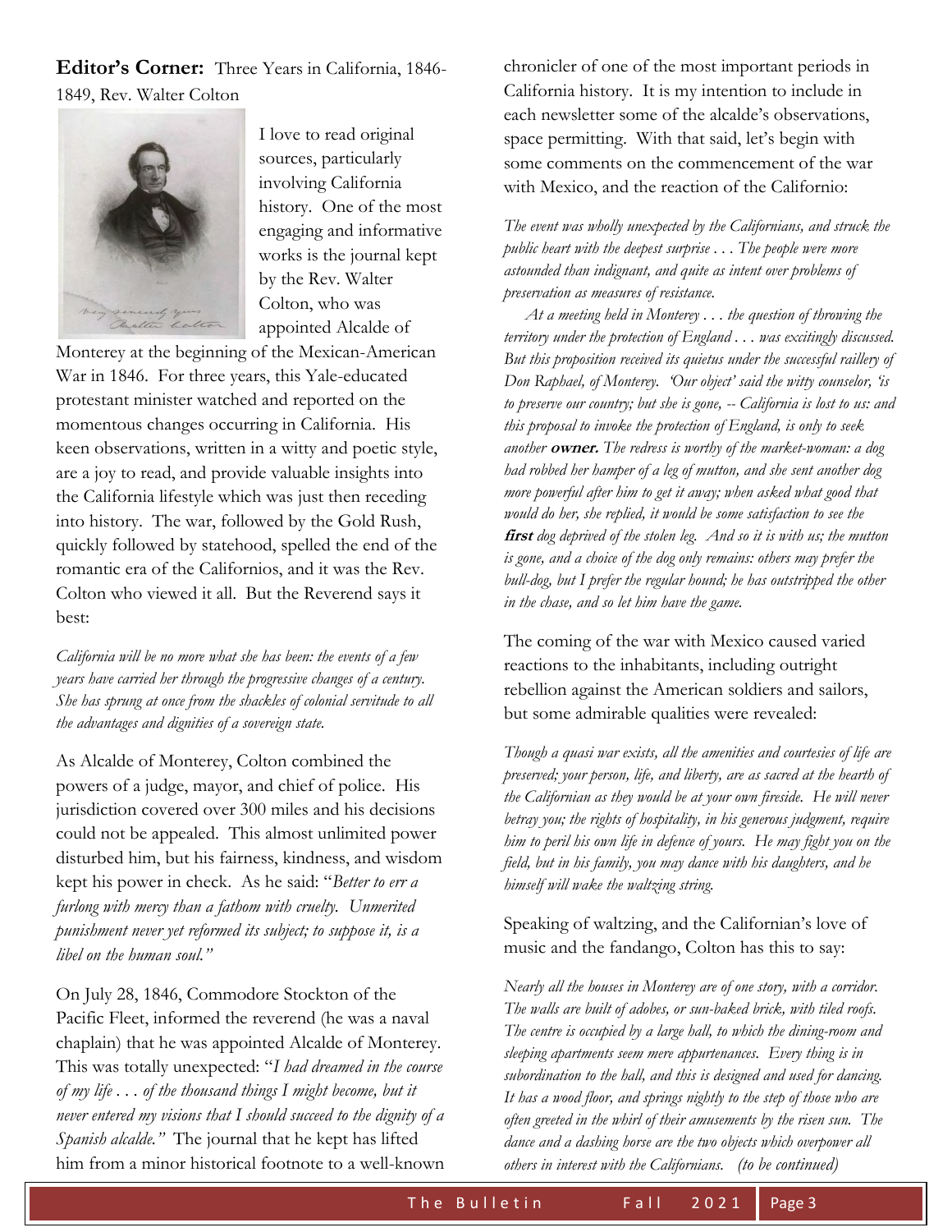**Editor's Corner:** Three Years in California, 1846-1849, Rev. Walter Colton

I love to read original sources, particularly involving California history. One of the most engaging and informative works is the journal kept by the Rev. Walter Colton, who was appointed Alcalde of Monterey at the beginning of the Mexican-American War in 1846. For three years, this Yale-educated protestant minister watched and reported on the momentous changes occurring in California. His keen observations, written in a witty and poetic style, are a joy to read, and provide valuable insights into the California lifestyle which was just then receding into history. The war, followed by the Gold Rush, quickly followed by statehood, spelled the end of the romantic era of the Californios, and it was the Rev. Colton who viewed it all. But the Reverend says it best:

*California will be no more what she has been: the events of a few years have carried her through the progressive changes of a century. She has sprung at once from the shackles of colonial servitude to all the advantages and dignities of a sovereign state.*

As Alcalde of Monterey, Colton combined the powers of a judge, mayor, and chief of police. His jurisdiction covered over 300 miles and his decisions could not be appealed. This almost unlimited power disturbed him, but his fairness, kindness, and wisdom kept his power in check. As he said: "*Better to err a furlong with mercy than a fathom with cruelty. Unmerited punishment never yet reformed its subject; to suppose it, is a libel on the human soul.*"

On July 28, 1846, Commodore Stockton of the Pacific Fleet, informed the reverend (he was a naval chaplain) that he was appointed Alcalde of Monterey. This was totally unexpected: "*I had dreamed in the course of my life . . . of the thousand things I might become, but it never entered my visions that I should succeed to the dignity of a Spanish alcalde.*" The journal that he kept has lifted him from a minor historical footnote to a well-known chronicler of one of the most important periods in California history. It is my intention to include in each newsletter some of the alcalde's observations, space permitting. With that said, let's begin with some comments on the commencement of the war with Mexico, and the reaction of the Californio:

*The event was wholly unexpected by the Californians, and struck the public heart with the deepest surprise . . . The people were more astounded than indignant, and quite as intent over problems of preservation as measures of resistance.*

*At a meeting held in Monterey . . . the question of throwing the territory under the protection of England . . . was excitingly discussed. But this proposition received its quietus under the successful raillery of Don Raphael, of Monterey. 'Our object' said the witty counselor, 'is to preserve our country; but she is gone, -- California is lost to us: and this proposal to invoke the protection of England, is only to seek another* ***owner.*** *The redress is worthy of the market-woman: a dog had robbed her hamper of a leg of mutton, and she sent another dog more powerful after him to get it away; when asked what good that would do her, she replied, it would be some satisfaction to see the* ***first*** *dog deprived of the stolen leg. And so it is with us; the mutton is gone, and a choice of the dog only remains: others may prefer the bull-dog, but I prefer the regular hound; he has outstripped the other in the chase, and so let him have the game.*

The coming of the war with Mexico caused varied reactions to the inhabitants, including outright rebellion against the American soldiers and sailors, but some admirable qualities were revealed:

*Though a quasi war exists, all the amenities and courtesies of life are preserved; your person, life, and liberty, are as sacred at the hearth of the Californian as they would be at your own fireside. He will never betray you; the rights of hospitality, in his generous judgment, require him to peril his own life in defence of yours. He may fight you on the field, but in his family, you may dance with his daughters, and he himself will wake the waltzing string.*

Speaking of waltzing, and the Californian's love of music and the fandango, Colton has this to say:

*Nearly all the houses in Monterey are of one story, with a corridor. The walls are built of adobes, or sun-baked brick, with tiled roofs. The centre is occupied by a large hall, to which the dining-room and sleeping apartments seem mere appurtenances. Every thing is in subordination to the hall, and this is designed and used for dancing. It has a wood floor, and springs nightly to the step of those who are often greeted in the whirl of their amusements by the risen sun. The dance and a dashing horse are the two objects which overpower all others in interest with the Californians. (to be continued)*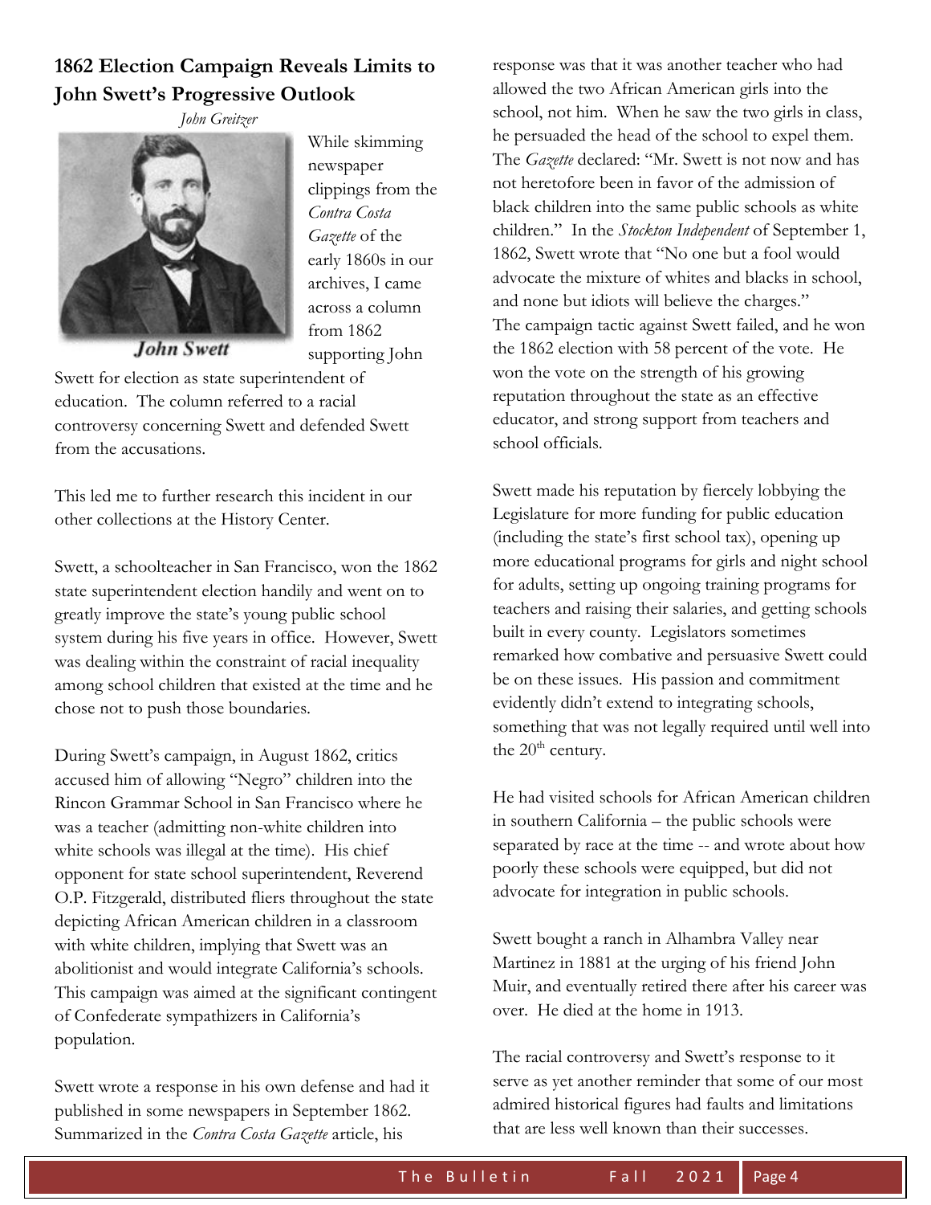## 1862 Election Campaign Reveals Limits to John Swett's Progressive Outlook

*John Greitzer*

John Swett

While skimming newspaper clippings from the *Contra Costa Gazette* of the early 1860s in our archives, I came across a column from 1862 supporting John Swett for election as state superintendent of education. The column referred to a racial controversy concerning Swett and defended Swett from the accusations.

This led me to further research this incident in our other collections at the History Center.

Swett, a schoolteacher in San Francisco, won the 1862 state superintendent election handily and went on to greatly improve the state's young public school system during his five years in office. However, Swett was dealing within the constraint of racial inequality among school children that existed at the time and he chose not to push those boundaries.

During Swett's campaign, in August 1862, critics accused him of allowing "Negro" children into the Rincon Grammar School in San Francisco where he was a teacher (admitting non-white children into white schools was illegal at the time). His chief opponent for state school superintendent, Reverend O.P. Fitzgerald, distributed fliers throughout the state depicting African American children in a classroom with white children, implying that Swett was an abolitionist and would integrate California's schools. This campaign was aimed at the significant contingent of Confederate sympathizers in California's population.

Swett wrote a response in his own defense and had it published in some newspapers in September 1862. Summarized in the *Contra Costa Gazette* article, his response was that it was another teacher who had allowed the two African American girls into the school, not him. When he saw the two girls in class, he persuaded the head of the school to expel them. The *Gazette* declared: "Mr. Swett is not now and has not heretofore been in favor of the admission of black children into the same public schools as white children." In the *Stockton Independent* of September 1, 1862, Swett wrote that "No one but a fool would advocate the mixture of whites and blacks in school, and none but idiots will believe the charges."

The campaign tactic against Swett failed, and he won the 1862 election with 58 percent of the vote. He won the vote on the strength of his growing reputation throughout the state as an effective educator, and strong support from teachers and school officials.

Swett made his reputation by fiercely lobbying the Legislature for more funding for public education (including the state's first school tax), opening up more educational programs for girls and night school for adults, setting up ongoing training programs for teachers and raising their salaries, and getting schools built in every county. Legislators sometimes remarked how combative and persuasive Swett could be on these issues. His passion and commitment evidently didn't extend to integrating schools, something that was not legally required until well into the 20th century.

He had visited schools for African American children in southern California – the public schools were separated by race at the time -- and wrote about how poorly these schools were equipped, but did not advocate for integration in public schools.

Swett bought a ranch in Alhambra Valley near Martinez in 1881 at the urging of his friend John Muir, and eventually retired there after his career was over. He died at the home in 1913.

The racial controversy and Swett's response to it serve as yet another reminder that some of our most admired historical figures had faults and limitations that are less well known than their successes.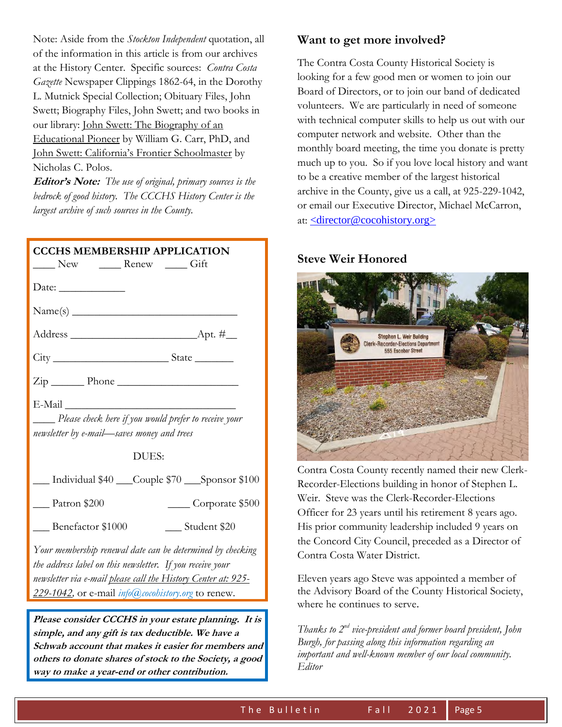Note: Aside from the *Stockton Independent* quotation, all of the information in this article is from our archives at the History Center. Specific sources: *Contra Costa Gazette* Newspaper Clippings 1862-64, in the Dorothy L. Mutnick Special Collection; Obituary Files, John Swett; Biography Files, John Swett; and two books in our library: John Swett: The Biography of an Educational Pioneer by William G. Carr, PhD, and John Swett: California's Frontier Schoolmaster by Nicholas C. Polos.

***Editor's Note:*** *The use of original, primary sources is the bedrock of good history. The CCCHS History Center is the largest archive of such sources in the County.*

**CCCHS MEMBERSHIP APPLICATION**

____ New ____ Renew ____ Gift

Date: ____________

Name(s) ______________________________

Address ______________________Apt. #__

City ____________________ State _______

Zip ______ Phone _____________________

E-Mail ________________________________

____ *Please check here if you would prefer to receive your newsletter by e-mail—saves money and trees*

DUES:

___ Individual $40 ___Couple $70 ___Sponsor $100

___ Patron $200 ____ Corporate $500

___ Benefactor $1000 ___ Student $20

*Your membership renewal date can be determined by checking the address label on this newsletter. If you receive your newsletter via e-mail please call the History Center at: 925-229-1042*, or e-mail *info@cocohistory.org* to renew.

***Please consider CCCHS in your estate planning. It is simple, and any gift is tax deductible. We have a Schwab account that makes it easier for members and others to donate shares of stock to the Society, a good way to make a year-end or other contribution.***

### Want to get more involved?

The Contra Costa County Historical Society is looking for a few good men or women to join our Board of Directors, or to join our band of dedicated volunteers. We are particularly in need of someone with technical computer skills to help us out with our computer network and website. Other than the monthly board meeting, the time you donate is pretty much up to you. So if you love local history and want to be a creative member of the largest historical archive in the County, give us a call, at 925-229-1042, or email our Executive Director, Michael McCarron, at: <director@cocohistory.org>

### Steve Weir Honored

Contra Costa County recently named their new Clerk-Recorder-Elections building in honor of Stephen L. Weir. Steve was the Clerk-Recorder-Elections Officer for 23 years until his retirement 8 years ago. His prior community leadership included 9 years on the Concord City Council, preceded as a Director of Contra Costa Water District.

Eleven years ago Steve was appointed a member of the Advisory Board of the County Historical Society, where he continues to serve.

*Thanks to 2nd vice-president and former board president, John Burgh, for passing along this information regarding an important and well-known member of our local community. Editor*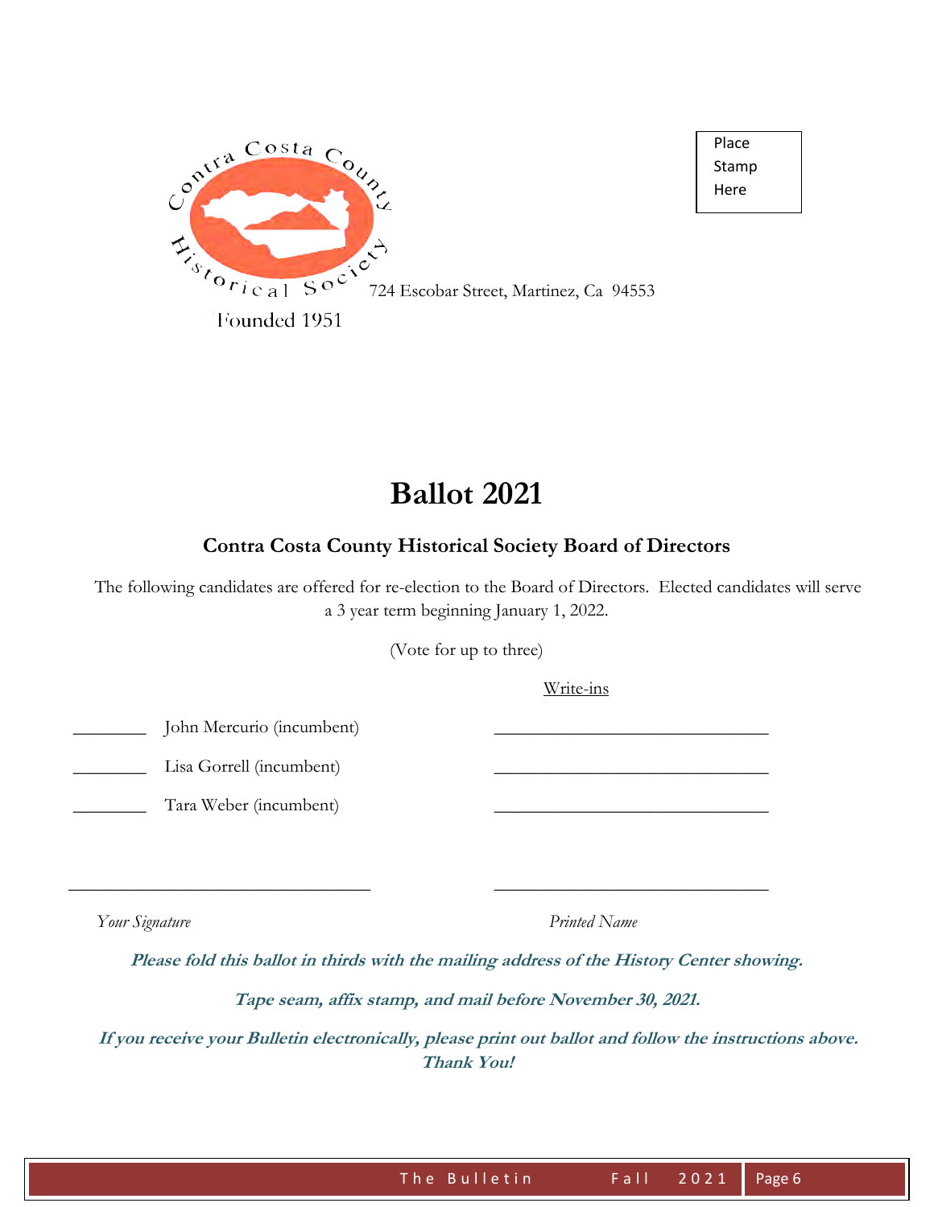Contra Costa County Historical Society

724 Escobar Street, Martinez, Ca 94553

Founded 1951

Place Stamp Here

# Ballot 2021

## Contra Costa County Historical Society Board of Directors

The following candidates are offered for re-election to the Board of Directors. Elected candidates will serve a 3 year term beginning January 1, 2022.

(Vote for up to three)

Write-ins

________ John Mercurio (incumbent) ______________________________

________ Lisa Gorrell (incumbent) ______________________________

________ Tara Weber (incumbent) ______________________________

______________________________ ______________________________

*Your Signature* *Printed Name*

***Please fold this ballot in thirds with the mailing address of the History Center showing.***

***Tape seam, affix stamp, and mail before November 30, 2021.***

***If you receive your Bulletin electronically, please print out ballot and follow the instructions above. Thank You!***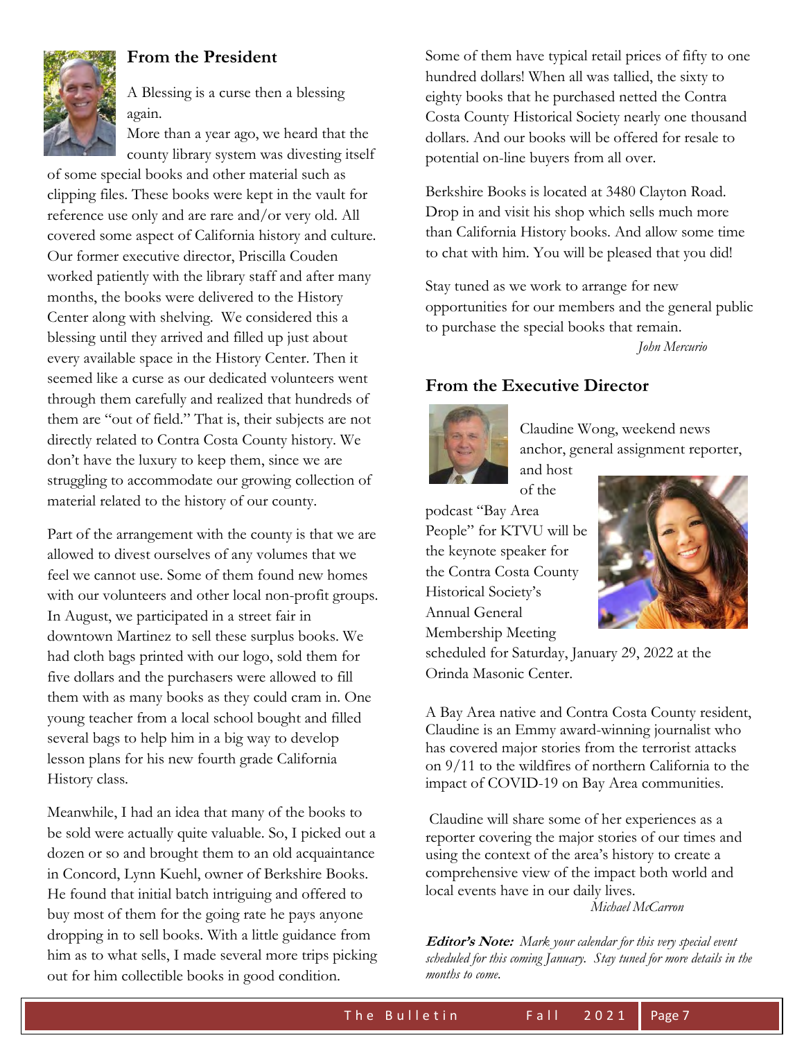## From the President

A Blessing is a curse then a blessing again.

More than a year ago, we heard that the county library system was divesting itself of some special books and other material such as clipping files. These books were kept in the vault for reference use only and are rare and/or very old. All covered some aspect of California history and culture. Our former executive director, Priscilla Couden worked patiently with the library staff and after many months, the books were delivered to the History Center along with shelving. We considered this a blessing until they arrived and filled up just about every available space in the History Center. Then it seemed like a curse as our dedicated volunteers went through them carefully and realized that hundreds of them are "out of field." That is, their subjects are not directly related to Contra Costa County history. We don't have the luxury to keep them, since we are struggling to accommodate our growing collection of material related to the history of our county.

Part of the arrangement with the county is that we are allowed to divest ourselves of any volumes that we feel we cannot use. Some of them found new homes with our volunteers and other local non-profit groups. In August, we participated in a street fair in downtown Martinez to sell these surplus books. We had cloth bags printed with our logo, sold them for five dollars and the purchasers were allowed to fill them with as many books as they could cram in. One young teacher from a local school bought and filled several bags to help him in a big way to develop lesson plans for his new fourth grade California History class.

Meanwhile, I had an idea that many of the books to be sold were actually quite valuable. So, I picked out a dozen or so and brought them to an old acquaintance in Concord, Lynn Kuehl, owner of Berkshire Books. He found that initial batch intriguing and offered to buy most of them for the going rate he pays anyone dropping in to sell books. With a little guidance from him as to what sells, I made several more trips picking out for him collectible books in good condition. Some of them have typical retail prices of fifty to one hundred dollars! When all was tallied, the sixty to eighty books that he purchased netted the Contra Costa County Historical Society nearly one thousand dollars. And our books will be offered for resale to potential on-line buyers from all over.

Berkshire Books is located at 3480 Clayton Road. Drop in and visit his shop which sells much more than California History books. And allow some time to chat with him. You will be pleased that you did!

Stay tuned as we work to arrange for new opportunities for our members and the general public to purchase the special books that remain.

*John Mercurio*

## From the Executive Director

Claudine Wong, weekend news anchor, general assignment reporter, and host of the podcast "Bay Area People" for KTVU will be the keynote speaker for the Contra Costa County Historical Society's Annual General Membership Meeting scheduled for Saturday, January 29, 2022 at the Orinda Masonic Center.

A Bay Area native and Contra Costa County resident, Claudine is an Emmy award-winning journalist who has covered major stories from the terrorist attacks on 9/11 to the wildfires of northern California to the impact of COVID-19 on Bay Area communities.

Claudine will share some of her experiences as a reporter covering the major stories of our times and using the context of the area's history to create a comprehensive view of the impact both world and local events have in our daily lives.

*Michael McCarron*

***Editor's Note:*** *Mark your calendar for this very special event scheduled for this coming January. Stay tuned for more details in the months to come.*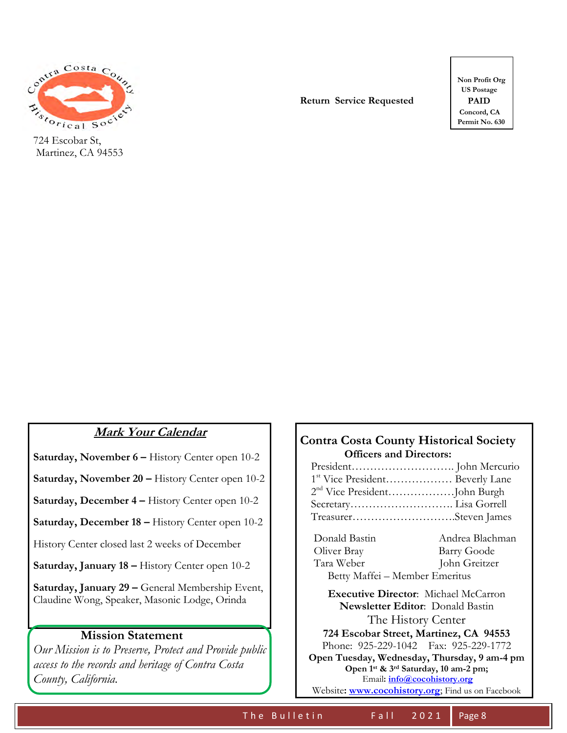Contra Costa County Historical Society

724 Escobar St,
Martinez, CA 94553

**Return Service Requested**

Non Profit Org
US Postage
**PAID**
Concord, CA
Permit No. 630

## *Mark Your Calendar*

**Saturday, November 6 –** History Center open 10-2

**Saturday, November 20 –** History Center open 10-2

**Saturday, December 4 –** History Center open 10-2

**Saturday, December 18 –** History Center open 10-2

History Center closed last 2 weeks of December

**Saturday, January 18 –** History Center open 10-2

**Saturday, January 29 –** General Membership Event, Claudine Wong, Speaker, Masonic Lodge, Orinda

### Mission Statement

*Our Mission is to Preserve, Protect and Provide public access to the records and heritage of Contra Costa County, California.*

## Contra Costa County Historical Society

**Officers and Directors:**

President……………………….. John Mercurio
1st Vice President……………… Beverly Lane
2nd Vice President………………John Burgh
Secretary………………………. Lisa Gorrell
Treasurer……………………….Steven James

Donald Bastin — Andrea Blachman
Oliver Bray — Barry Goode
Tara Weber — John Greitzer

Betty Maffei – Member Emeritus

**Executive Director**: Michael McCarron
**Newsletter Editor**: Donald Bastin

The History Center
**724 Escobar Street, Martinez, CA 94553**
Phone: 925-229-1042 Fax: 925-229-1772
**Open Tuesday, Wednesday, Thursday, 9 am-4 pm**
**Open 1st & 3rd Saturday, 10 am-2 pm;**
Email: **info@cocohistory.org**
Website: **www.cocohistory.org**; Find us on Facebook